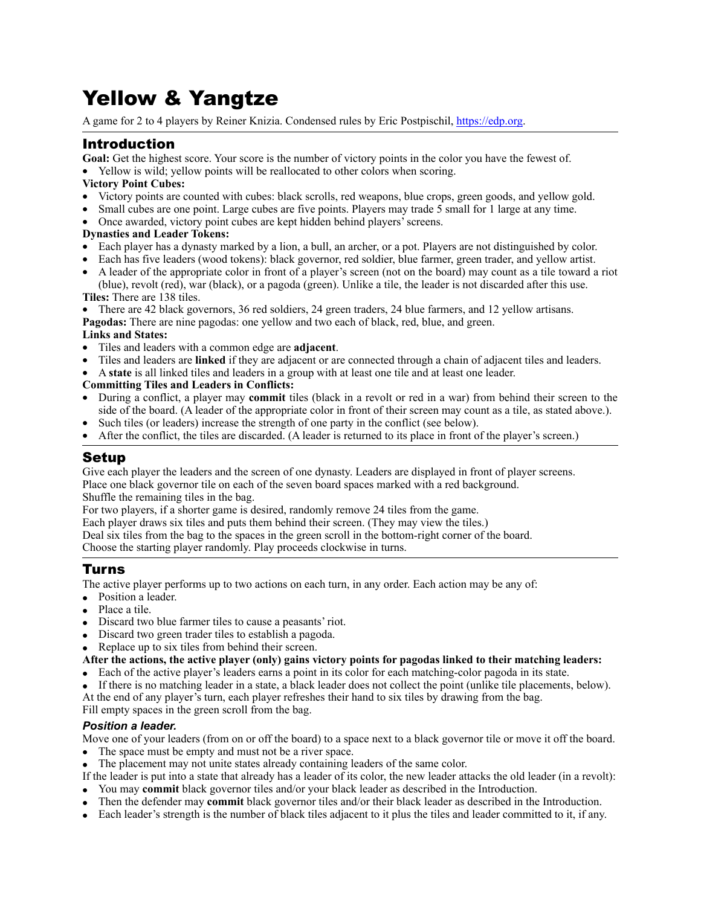// Yellow & Yangtze — rules summary, page 1

# Yellow & Yangtze

A game for 2 to 4 players by Reiner Knizia. Condensed rules by Eric Postpischil, https://edp.org.

## Introduction

**Goal:** Get the highest score. Your score is the number of victory points in the color you have the fewest of.

- Yellow is wild; yellow points will be reallocated to other colors when scoring.

**Victory Point Cubes:**

- Victory points are counted with cubes: black scrolls, red weapons, blue crops, green goods, and yellow gold.
- Small cubes are one point. Large cubes are five points. Players may trade 5 small for 1 large at any time.
- Once awarded, victory point cubes are kept hidden behind players' screens.

**Dynasties and Leader Tokens:**

- Each player has a dynasty marked by a lion, a bull, an archer, or a pot. Players are not distinguished by color.
- Each has five leaders (wood tokens): black governor, red soldier, blue farmer, green trader, and yellow artist.
- A leader of the appropriate color in front of a player's screen (not on the board) may count as a tile toward a riot (blue), revolt (red), war (black), or a pagoda (green). Unlike a tile, the leader is not discarded after this use.

**Tiles:** There are 138 tiles.

- There are 42 black governors, 36 red soldiers, 24 green traders, 24 blue farmers, and 12 yellow artisans.

**Pagodas:** There are nine pagodas: one yellow and two each of black, red, blue, and green.

**Links and States:**

- Tiles and leaders with a common edge are **adjacent**.
- Tiles and leaders are **linked** if they are adjacent or are connected through a chain of adjacent tiles and leaders.
- A **state** is all linked tiles and leaders in a group with at least one tile and at least one leader.

**Committing Tiles and Leaders in Conflicts:**

- During a conflict, a player may **commit** tiles (black in a revolt or red in a war) from behind their screen to the side of the board. (A leader of the appropriate color in front of their screen may count as a tile, as stated above.).
- Such tiles (or leaders) increase the strength of one party in the conflict (see below).
- After the conflict, the tiles are discarded. (A leader is returned to its place in front of the player's screen.)

## Setup

Give each player the leaders and the screen of one dynasty. Leaders are displayed in front of player screens.

Place one black governor tile on each of the seven board spaces marked with a red background.

Shuffle the remaining tiles in the bag.

For two players, if a shorter game is desired, randomly remove 24 tiles from the game.

Each player draws six tiles and puts them behind their screen. (They may view the tiles.)

Deal six tiles from the bag to the spaces in the green scroll in the bottom-right corner of the board.

Choose the starting player randomly. Play proceeds clockwise in turns.

## Turns

The active player performs up to two actions on each turn, in any order. Each action may be any of:

- Position a leader.
- Place a tile.
- Discard two blue farmer tiles to cause a peasants' riot.
- Discard two green trader tiles to establish a pagoda.
- Replace up to six tiles from behind their screen.

**After the actions, the active player (only) gains victory points for pagodas linked to their matching leaders:**

- Each of the active player's leaders earns a point in its color for each matching-color pagoda in its state.
- If there is no matching leader in a state, a black leader does not collect the point (unlike tile placements, below).

At the end of any player's turn, each player refreshes their hand to six tiles by drawing from the bag.

Fill empty spaces in the green scroll from the bag.

### *Position a leader.*

Move one of your leaders (from on or off the board) to a space next to a black governor tile or move it off the board.

- The space must be empty and must not be a river space.
- The placement may not unite states already containing leaders of the same color.

If the leader is put into a state that already has a leader of its color, the new leader attacks the old leader (in a revolt):

- You may **commit** black governor tiles and/or your black leader as described in the Introduction.
- Then the defender may **commit** black governor tiles and/or their black leader as described in the Introduction.
- Each leader's strength is the number of black tiles adjacent to it plus the tiles and leader committed to it, if any.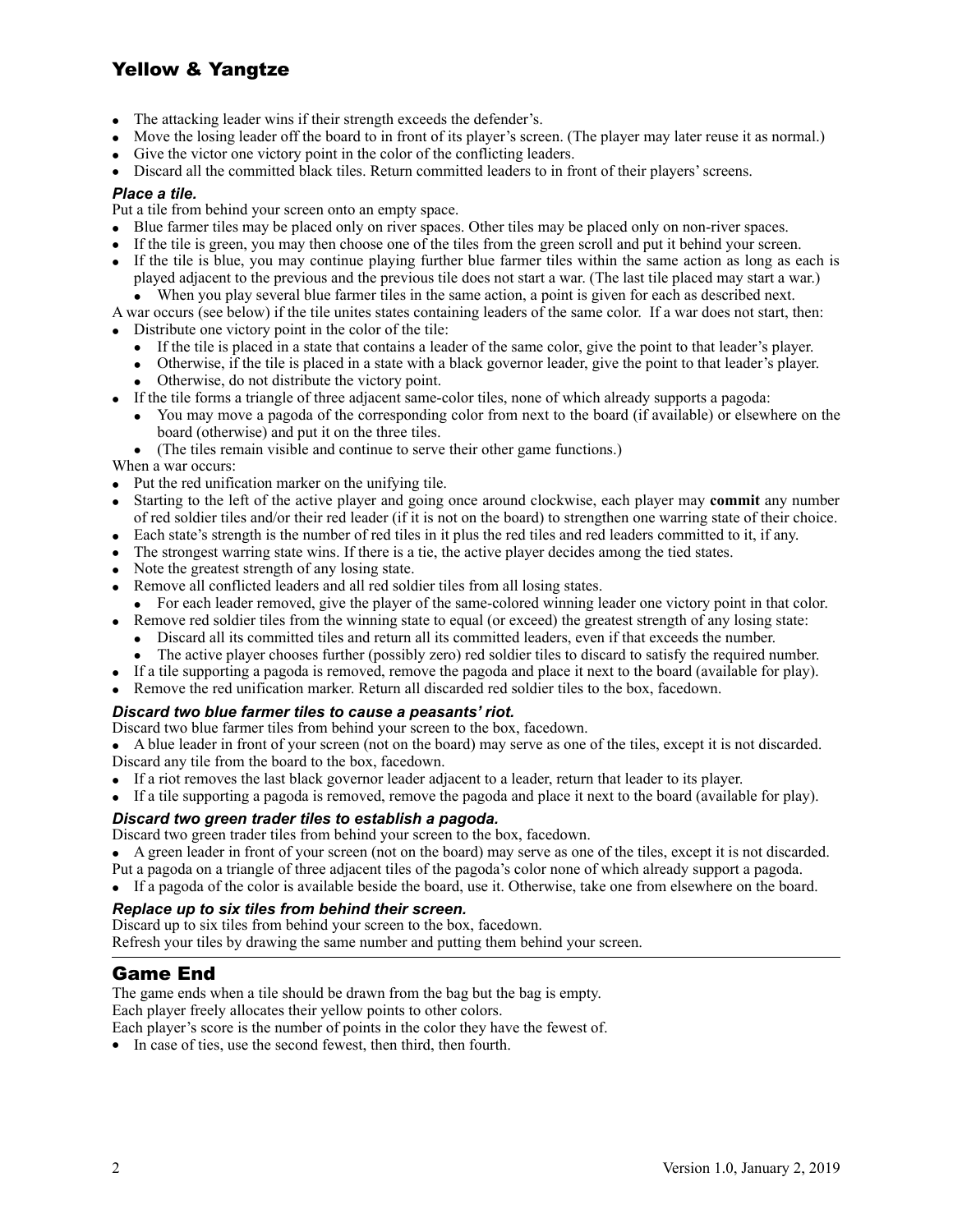- The attacking leader wins if their strength exceeds the defender's.
- Move the losing leader off the board to in front of its player's screen. (The player may later reuse it as normal.)
- Give the victor one victory point in the color of the conflicting leaders.
- Discard all the committed black tiles. Return committed leaders to in front of their players' screens.

### *Place a tile.*

Put a tile from behind your screen onto an empty space.

- Blue farmer tiles may be placed only on river spaces. Other tiles may be placed only on non-river spaces.
- If the tile is green, you may then choose one of the tiles from the green scroll and put it behind your screen.
- If the tile is blue, you may continue playing further blue farmer tiles within the same action as long as each is played adjacent to the previous and the previous tile does not start a war. (The last tile placed may start a war.)
  - When you play several blue farmer tiles in the same action, a point is given for each as described next.

A war occurs (see below) if the tile unites states containing leaders of the same color. If a war does not start, then:

- Distribute one victory point in the color of the tile:
  - If the tile is placed in a state that contains a leader of the same color, give the point to that leader's player.
  - Otherwise, if the tile is placed in a state with a black governor leader, give the point to that leader's player.
  - Otherwise, do not distribute the victory point.
- If the tile forms a triangle of three adjacent same-color tiles, none of which already supports a pagoda:
  - You may move a pagoda of the corresponding color from next to the board (if available) or elsewhere on the board (otherwise) and put it on the three tiles.
  - (The tiles remain visible and continue to serve their other game functions.)

When a war occurs:

- Put the red unification marker on the unifying tile.
- Starting to the left of the active player and going once around clockwise, each player may **commit** any number of red soldier tiles and/or their red leader (if it is not on the board) to strengthen one warring state of their choice.
- Each state's strength is the number of red tiles in it plus the red tiles and red leaders committed to it, if any.
- The strongest warring state wins. If there is a tie, the active player decides among the tied states.
- Note the greatest strength of any losing state.
- Remove all conflicted leaders and all red soldier tiles from all losing states.
  - For each leader removed, give the player of the same-colored winning leader one victory point in that color.
- Remove red soldier tiles from the winning state to equal (or exceed) the greatest strength of any losing state:
  - Discard all its committed tiles and return all its committed leaders, even if that exceeds the number.
  - The active player chooses further (possibly zero) red soldier tiles to discard to satisfy the required number.
- If a tile supporting a pagoda is removed, remove the pagoda and place it next to the board (available for play).
- Remove the red unification marker. Return all discarded red soldier tiles to the box, facedown.

### *Discard two blue farmer tiles to cause a peasants' riot.*

Discard two blue farmer tiles from behind your screen to the box, facedown.

- A blue leader in front of your screen (not on the board) may serve as one of the tiles, except it is not discarded.

Discard any tile from the board to the box, facedown.

- If a riot removes the last black governor leader adjacent to a leader, return that leader to its player.
- If a tile supporting a pagoda is removed, remove the pagoda and place it next to the board (available for play).

### *Discard two green trader tiles to establish a pagoda.*

Discard two green trader tiles from behind your screen to the box, facedown.

- A green leader in front of your screen (not on the board) may serve as one of the tiles, except it is not discarded.

Put a pagoda on a triangle of three adjacent tiles of the pagoda's color none of which already support a pagoda.

- If a pagoda of the color is available beside the board, use it. Otherwise, take one from elsewhere on the board.

### *Replace up to six tiles from behind their screen.*

Discard up to six tiles from behind your screen to the box, facedown.
Refresh your tiles by drawing the same number and putting them behind your screen.

---

## Game End

The game ends when a tile should be drawn from the bag but the bag is empty.
Each player freely allocates their yellow points to other colors.
Each player's score is the number of points in the color they have the fewest of.

- In case of ties, use the second fewest, then third, then fourth.